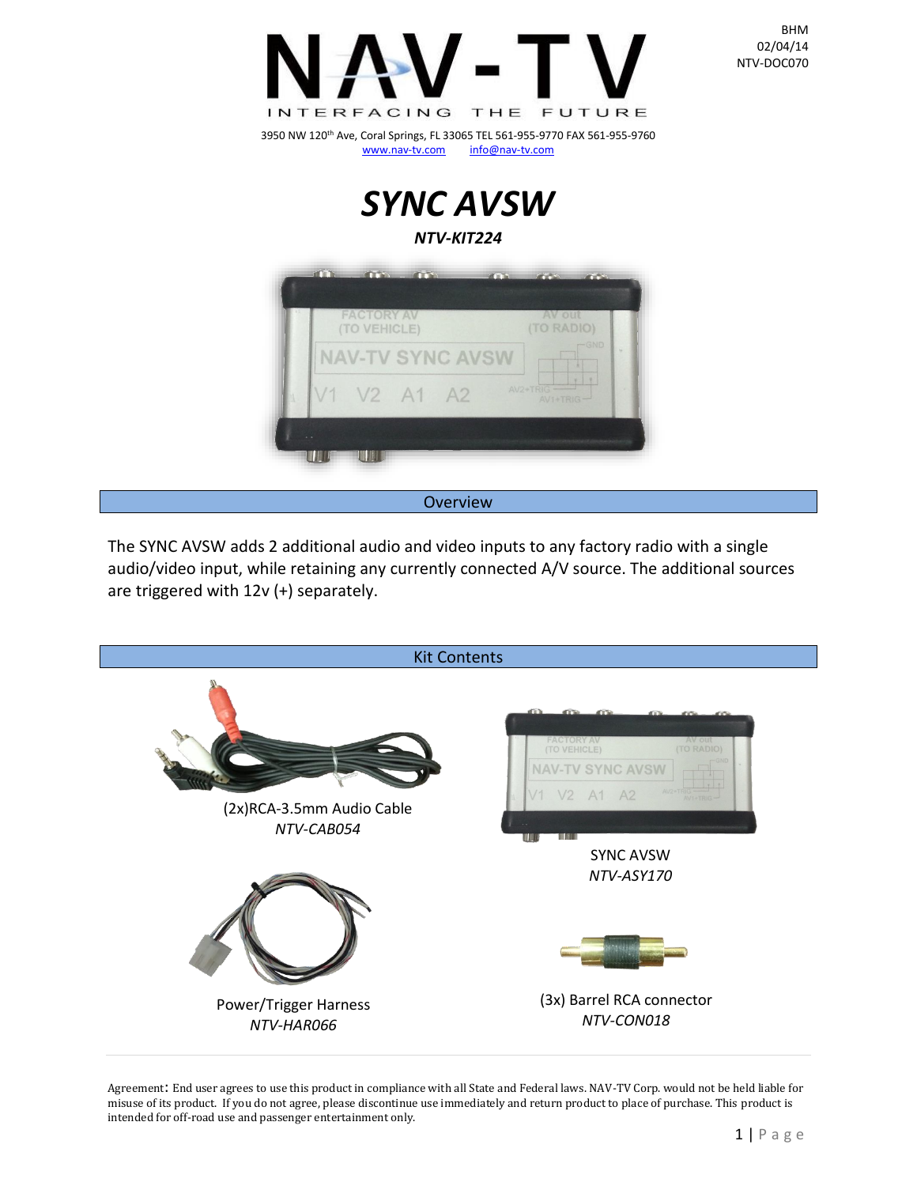BHM
02/04/14
NTV-DOC070

NAV-TV
INTERFACING THE FUTURE

3950 NW 120th Ave, Coral Springs, FL 33065 TEL 561-955-9770 FAX 561-955-9760
www.nav-tv.com info@nav-tv.com

# *SYNC AVSW*

***NTV-KIT224***

## Overview

The SYNC AVSW adds 2 additional audio and video inputs to any factory radio with a single audio/video input, while retaining any currently connected A/V source. The additional sources are triggered with 12v (+) separately.

## Kit Contents

(2x)RCA-3.5mm Audio Cable
*NTV-CAB054*

SYNC AVSW
*NTV-ASY170*

Power/Trigger Harness
*NTV-HAR066*

(3x) Barrel RCA connector
*NTV-CON018*

Agreement: End user agrees to use this product in compliance with all State and Federal laws. NAV-TV Corp. would not be held liable for misuse of its product. If you do not agree, please discontinue use immediately and return product to place of purchase. This product is intended for off-road use and passenger entertainment only.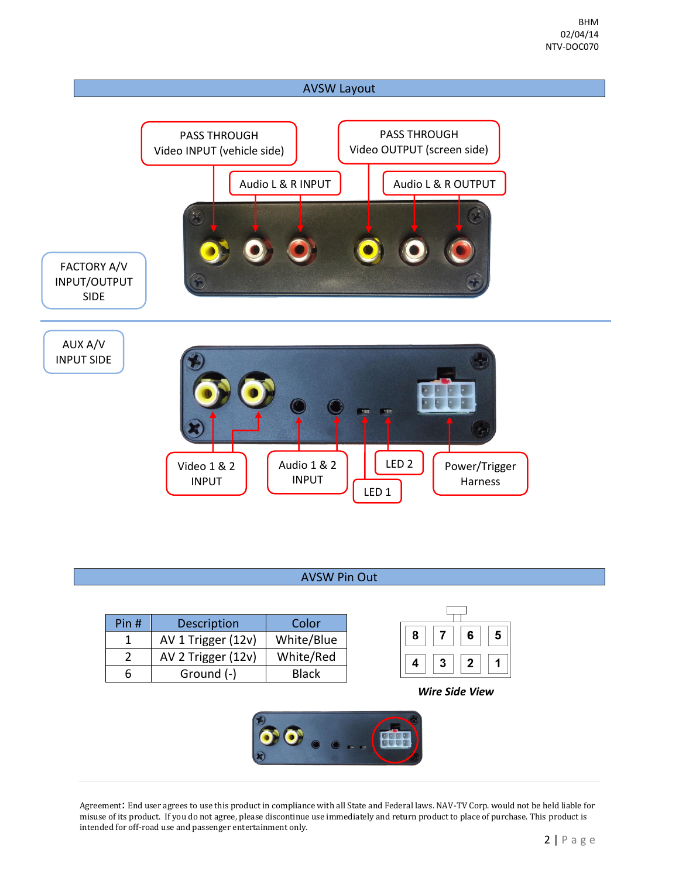BHM
02/04/14
NTV-DOC070

## AVSW Layout

PASS THROUGH Video INPUT (vehicle side)

PASS THROUGH Video OUTPUT (screen side)

Audio L & R INPUT

Audio L & R OUTPUT

FACTORY A/V INPUT/OUTPUT SIDE

AUX A/V INPUT SIDE

Video 1 & 2 INPUT

Audio 1 & 2 INPUT

LED 2

LED 1

Power/Trigger Harness

## AVSW Pin Out

| Pin # | Description | Color |
|---|---|---|
| 1 | AV 1 Trigger (12v) | White/Blue |
| 2 | AV 2 Trigger (12v) | White/Red |
| 6 | Ground (-) | Black |

| 8 | 7 | 6 | 5 |
|---|---|---|---|
| 4 | 3 | 2 | 1 |

***Wire Side View***

Agreement: End user agrees to use this product in compliance with all State and Federal laws. NAV-TV Corp. would not be held liable for misuse of its product. If you do not agree, please discontinue use immediately and return product to place of purchase. This product is intended for off-road use and passenger entertainment only.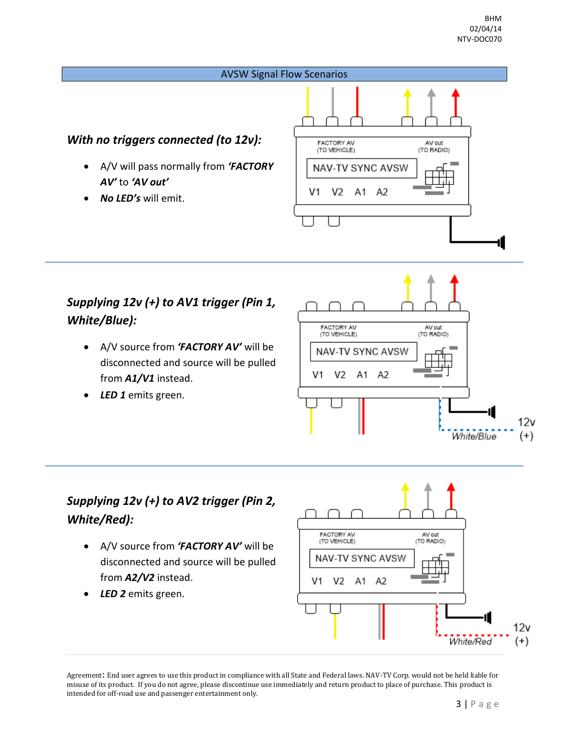BHM
02/04/14
NTV-DOC070

## AVSW Signal Flow Scenarios

### *With no triggers connected (to 12v):*

- A/V will pass normally from ***'FACTORY AV'*** to ***'AV out'***
- ***No LED's*** will emit.

### *Supplying 12v (+) to AV1 trigger (Pin 1, White/Blue):*

- A/V source from ***'FACTORY AV'*** will be disconnected and source will be pulled from ***A1/V1*** instead.
- ***LED 1*** emits green.

### *Supplying 12v (+) to AV2 trigger (Pin 2, White/Red):*

- A/V source from ***'FACTORY AV'*** will be disconnected and source will be pulled from ***A2/V2*** instead.
- ***LED 2*** emits green.

Agreement: End user agrees to use this product in compliance with all State and Federal laws. NAV-TV Corp. would not be held liable for misuse of its product. If you do not agree, please discontinue use immediately and return product to place of purchase. This product is intended for off-road use and passenger entertainment only.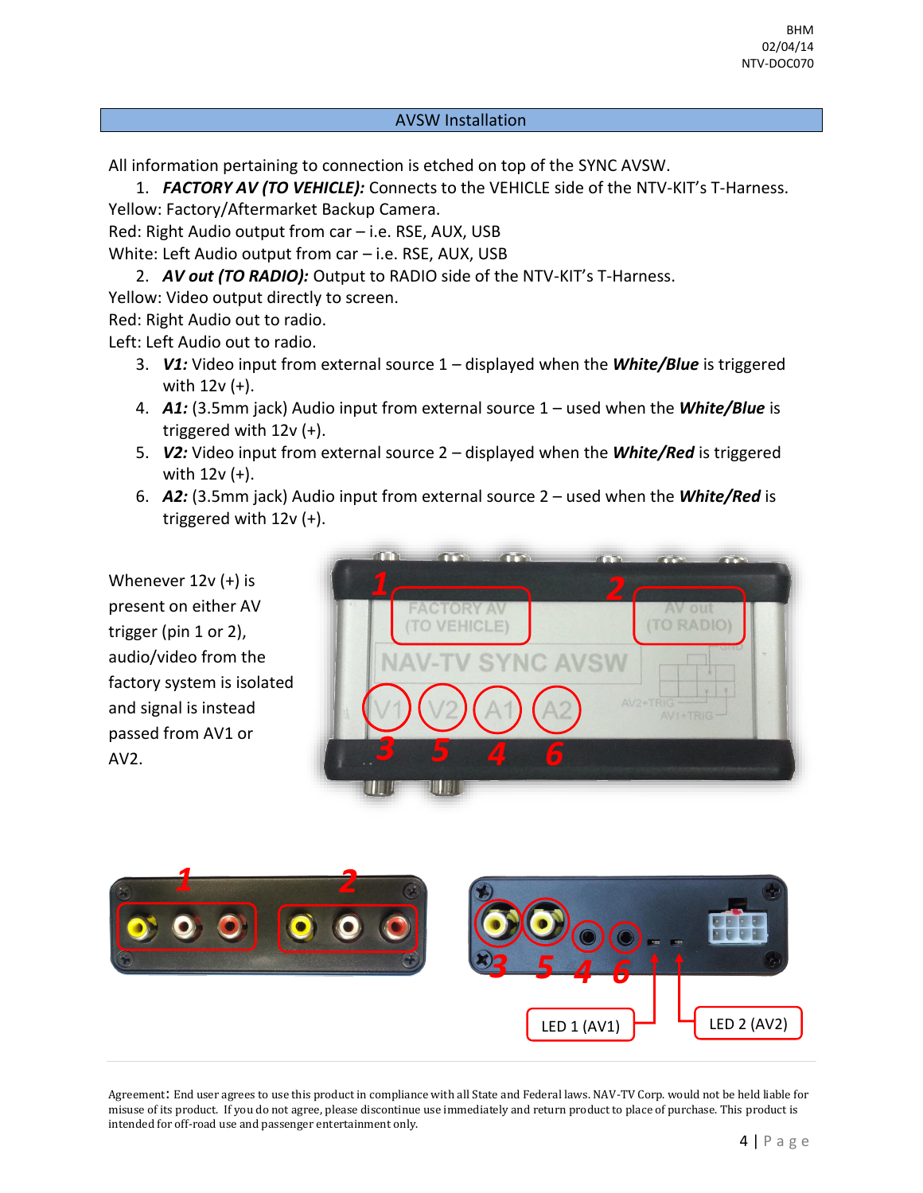## AVSW Installation

All information pertaining to connection is etched on top of the SYNC AVSW.

1. ***FACTORY AV (TO VEHICLE):*** Connects to the VEHICLE side of the NTV-KIT's T-Harness.

Yellow: Factory/Aftermarket Backup Camera.
Red: Right Audio output from car – i.e. RSE, AUX, USB
White: Left Audio output from car – i.e. RSE, AUX, USB

2. ***AV out (TO RADIO):*** Output to RADIO side of the NTV-KIT's T-Harness.

Yellow: Video output directly to screen.
Red: Right Audio out to radio.
Left: Left Audio out to radio.

3. ***V1:*** Video input from external source 1 – displayed when the ***White/Blue*** is triggered with 12v (+).
4. ***A1:*** (3.5mm jack) Audio input from external source 1 – used when the ***White/Blue*** is triggered with 12v (+).
5. ***V2:*** Video input from external source 2 – displayed when the ***White/Red*** is triggered with 12v (+).
6. ***A2:*** (3.5mm jack) Audio input from external source 2 – used when the ***White/Red*** is triggered with 12v (+).

Whenever 12v (+) is present on either AV trigger (pin 1 or 2), audio/video from the factory system is isolated and signal is instead passed from AV1 or AV2.

LED 1 (AV1)

LED 2 (AV2)

Agreement: End user agrees to use this product in compliance with all State and Federal laws. NAV-TV Corp. would not be held liable for misuse of its product. If you do not agree, please discontinue use immediately and return product to place of purchase. This product is intended for off-road use and passenger entertainment only.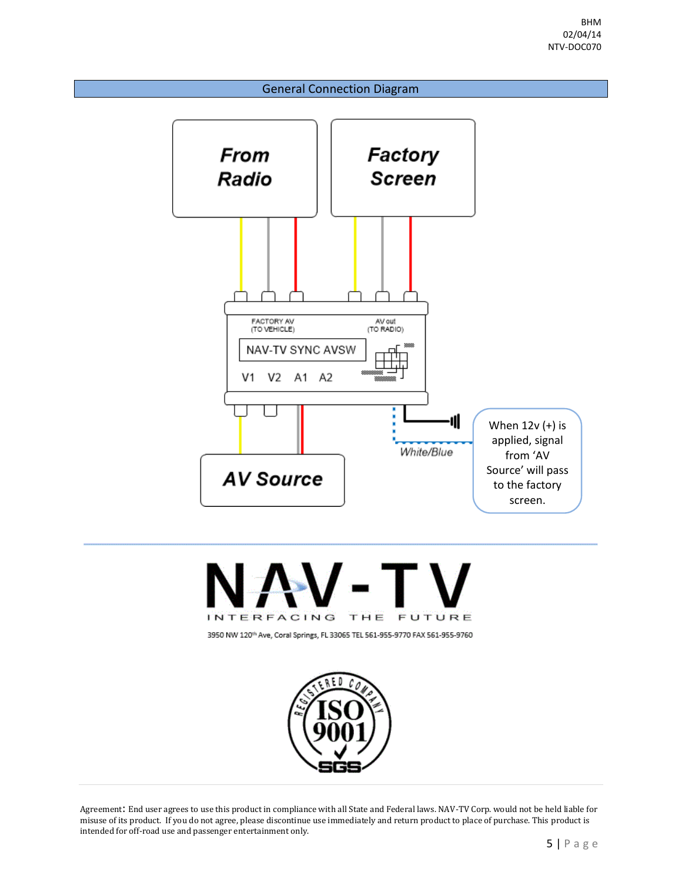## General Connection Diagram

From Radio

Factory Screen

FACTORY AV (TO VEHICLE)

AV out (TO RADIO)

NAV-TV SYNC AVSW

V1 V2 A1 A2

White/Blue

AV Source

When 12v (+) is applied, signal from 'AV Source' will pass to the factory screen.

NAV-TV

INTERFACING THE FUTURE

3950 NW 120th Ave, Coral Springs, FL 33065 TEL 561-955-9770 FAX 561-955-9760

REGISTERED COMPANY ISO 9001 SGS

Agreement: End user agrees to use this product in compliance with all State and Federal laws. NAV-TV Corp. would not be held liable for misuse of its product. If you do not agree, please discontinue use immediately and return product to place of purchase. This product is intended for off-road use and passenger entertainment only.